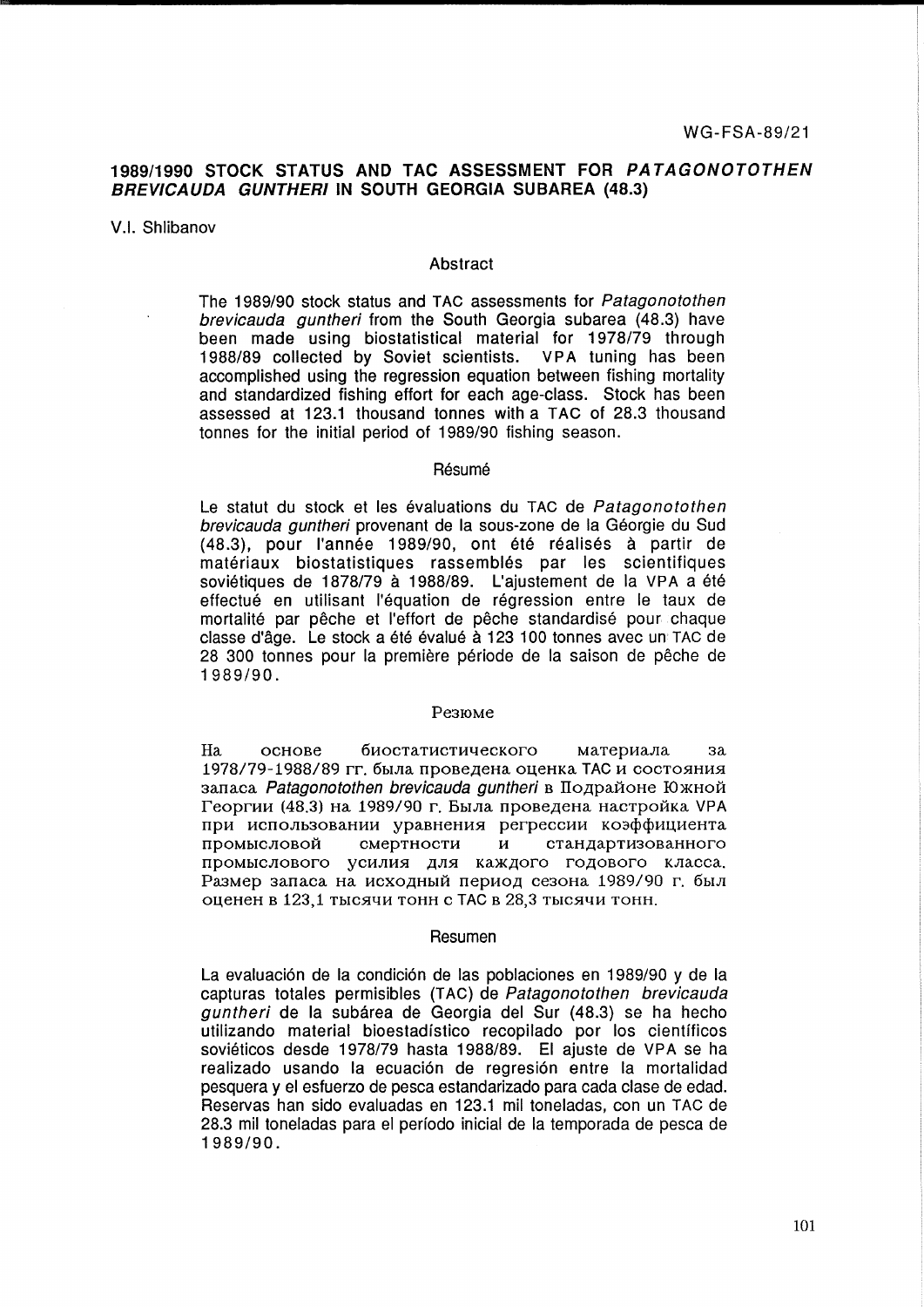WG-FSA-89/21

# 1989/1990 STOCK STATUS AND TAC ASSESSMENT FOR *PATAGONOTOTHEN BREVICAUDA GUNTHERI* IN SOUTH GEORGIA SUBAREA (48.3)

V.I. Shlibanov

## Abstract

The 1989/90 stock status and TAC assessments for *Patagonototothen brevicauda guntheri* from the South Georgia subarea (48.3) have been made using biostatistical material for 1978/79 through 1988/89 collected by Soviet scientists. VPA tuning has been accomplished using the regression equation between fishing mortality and standardized fishing effort for each age-class. Stock has been assessed at 123.1 thousand tonnes with a TAC of 28.3 thousand tonnes for the initial period of 1989/90 fishing season.

## Résumé

Le statut du stock et les évaluations du TAC de *Patagonotothen brevicauda guntheri* provenant de la sous-zone de la Géorgie du Sud (48.3), pour l'année 1989/90, ont été réalisés à partir de matériaux biostatistiques rassemblés par les scientifiques soviétiques de 1878/79 à 1988/89. L'ajustement de la VPA a été effectué en utilisant l'équation de régression entre le taux de mortalité par pêche et l'effort de pêche standardisé pour chaque classe d'âge. Le stock a été évalué à 123 100 tonnes avec un TAC de 28 300 tonnes pour la première période de la saison de pêche de 1989/90.

## Резюме

На основе биостатистического материала за 1978/79-1988/89 гг. была проведена оценка TAC и состояния запаса *Patagonototothen brevicauda guntheri* в Подрайоне Южной Георгии (48.3) на 1989/90 г. Была проведена настройка VPA при использовании уравнения регрессии коэффициента промысловой смертности и стандартизованного промыслового усилия для каждого годового класса. Размер запаса на исходный период сезона 1989/90 г. был оценен в 123,1 тысячи тонн с TAC в 28,3 тысячи тонн.

## Resumen

La evaluación de la condición de las poblaciones en 1989/90 y de la capturas totales permisibles (TAC) de *Patagonotothen brevicauda guntheri* de la subárea de Georgia del Sur (48.3) se ha hecho utilizando material bioestadístico recopilado por los científicos soviéticos desde 1978/79 hasta 1988/89. El ajuste de VPA se ha realizado usando la ecuación de regresión entre la mortalidad pesquera y el esfuerzo de pesca estandarizado para cada clase de edad. Reservas han sido evaluadas en 123.1 mil toneladas, con un TAC de 28.3 mil toneladas para el período inicial de la temporada de pesca de 1989/90.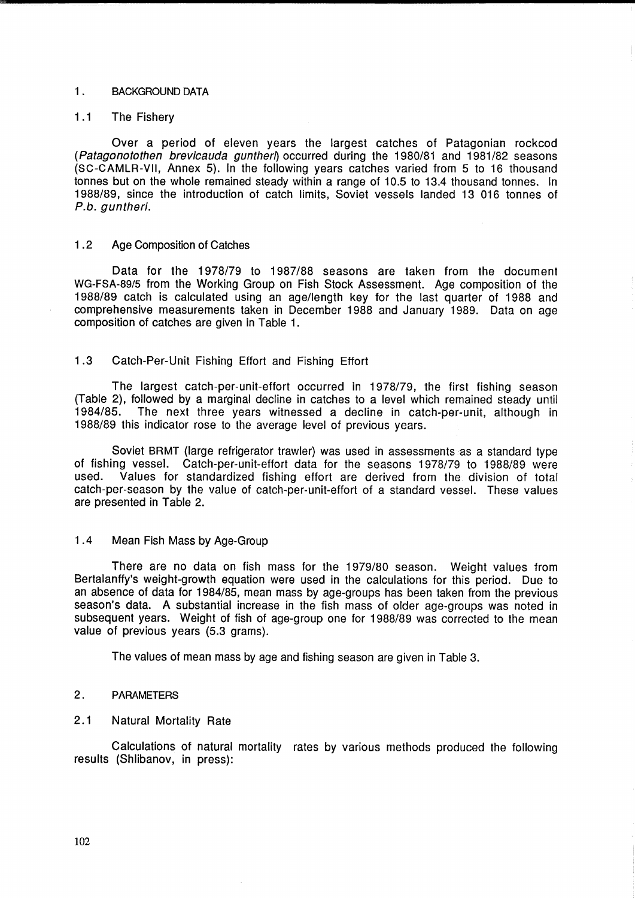## 1. BACKGROUND DATA

### 1.1 The Fishery

Over a period of eleven years the largest catches of Patagonian rockcod (*Patagonotothen brevicauda guntheri*) occurred during the 1980/81 and 1981/82 seasons (SC-CAMLR-VII, Annex 5). In the following years catches varied from 5 to 16 thousand tonnes but on the whole remained steady within a range of 10.5 to 13.4 thousand tonnes. In 1988/89, since the introduction of catch limits, Soviet vessels landed 13 016 tonnes of *P.b. guntheri*.

### 1.2 Age Composition of Catches

Data for the 1978/79 to 1987/88 seasons are taken from the document WG-FSA-89/5 from the Working Group on Fish Stock Assessment. Age composition of the 1988/89 catch is calculated using an age/length key for the last quarter of 1988 and comprehensive measurements taken in December 1988 and January 1989. Data on age composition of catches are given in Table 1.

### 1.3 Catch-Per-Unit Fishing Effort and Fishing Effort

The largest catch-per-unit-effort occurred in 1978/79, the first fishing season (Table 2), followed by a marginal decline in catches to a level which remained steady until 1984/85. The next three years witnessed a decline in catch-per-unit, although in 1988/89 this indicator rose to the average level of previous years.

Soviet BRMT (large refrigerator trawler) was used in assessments as a standard type of fishing vessel. Catch-per-unit-effort data for the seasons 1978/79 to 1988/89 were used. Values for standardized fishing effort are derived from the division of total catch-per-season by the value of catch-per-unit-effort of a standard vessel. These values are presented in Table 2.

### 1.4 Mean Fish Mass by Age-Group

There are no data on fish mass for the 1979/80 season. Weight values from Bertalanffy's weight-growth equation were used in the calculations for this period. Due to an absence of data for 1984/85, mean mass by age-groups has been taken from the previous season's data. A substantial increase in the fish mass of older age-groups was noted in subsequent years. Weight of fish of age-group one for 1988/89 was corrected to the mean value of previous years (5.3 grams).

The values of mean mass by age and fishing season are given in Table 3.

## 2. PARAMETERS

### 2.1 Natural Mortality Rate

Calculations of natural mortality rates by various methods produced the following results (Shlibanov, in press):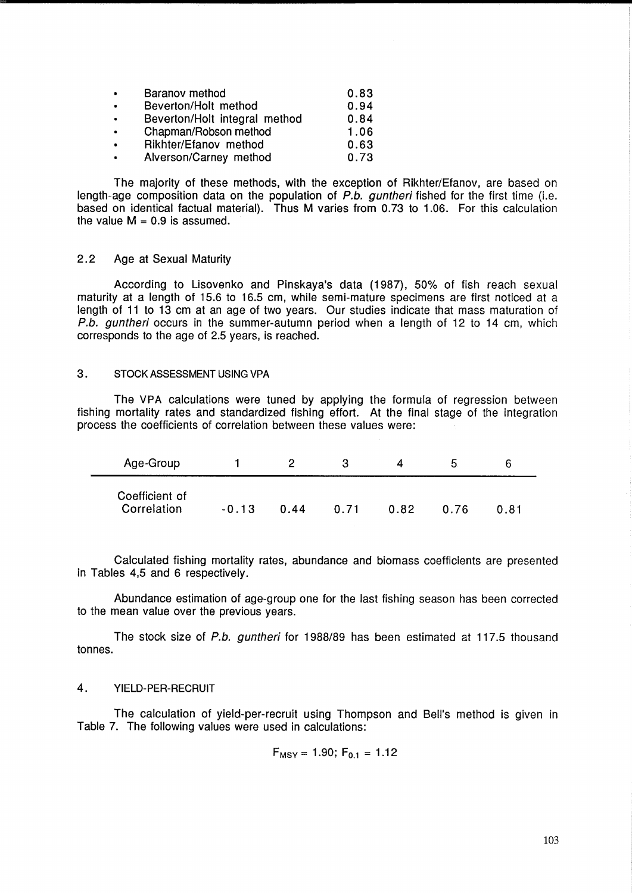- Baranov method 0.83
- Beverton/Holt method 0.94
- Beverton/Holt integral method 0.84
- Chapman/Robson method 1.06
- Rikhter/Efanov method 0.63
- Alverson/Carney method 0.73

The majority of these methods, with the exception of Rikhter/Efanov, are based on length-age composition data on the population of *P.b. guntheri* fished for the first time (i.e. based on identical factual material). Thus M varies from 0.73 to 1.06. For this calculation the value M = 0.9 is assumed.

## 2.2 Age at Sexual Maturity

According to Lisovenko and Pinskaya's data (1987), 50% of fish reach sexual maturity at a length of 15.6 to 16.5 cm, while semi-mature specimens are first noticed at a length of 11 to 13 cm at an age of two years. Our studies indicate that mass maturation of *P.b. guntheri* occurs in the summer-autumn period when a length of 12 to 14 cm, which corresponds to the age of 2.5 years, is reached.

## 3. STOCK ASSESSMENT USING VPA

The VPA calculations were tuned by applying the formula of regression between fishing mortality rates and standardized fishing effort. At the final stage of the integration process the coefficients of correlation between these values were:

| Age-Group | 1 | 2 | 3 | 4 | 5 | 6 |
|---|---|---|---|---|---|---|
| Coefficient of Correlation | -0.13 | 0.44 | 0.71 | 0.82 | 0.76 | 0.81 |

Calculated fishing mortality rates, abundance and biomass coefficients are presented in Tables 4,5 and 6 respectively.

Abundance estimation of age-group one for the last fishing season has been corrected to the mean value over the previous years.

The stock size of *P.b. guntheri* for 1988/89 has been estimated at 117.5 thousand tonnes.

## 4. YIELD-PER-RECRUIT

The calculation of yield-per-recruit using Thompson and Bell's method is given in Table 7. The following values were used in calculations:

$$F_{MSY} = 1.90; \ F_{0.1} = 1.12$$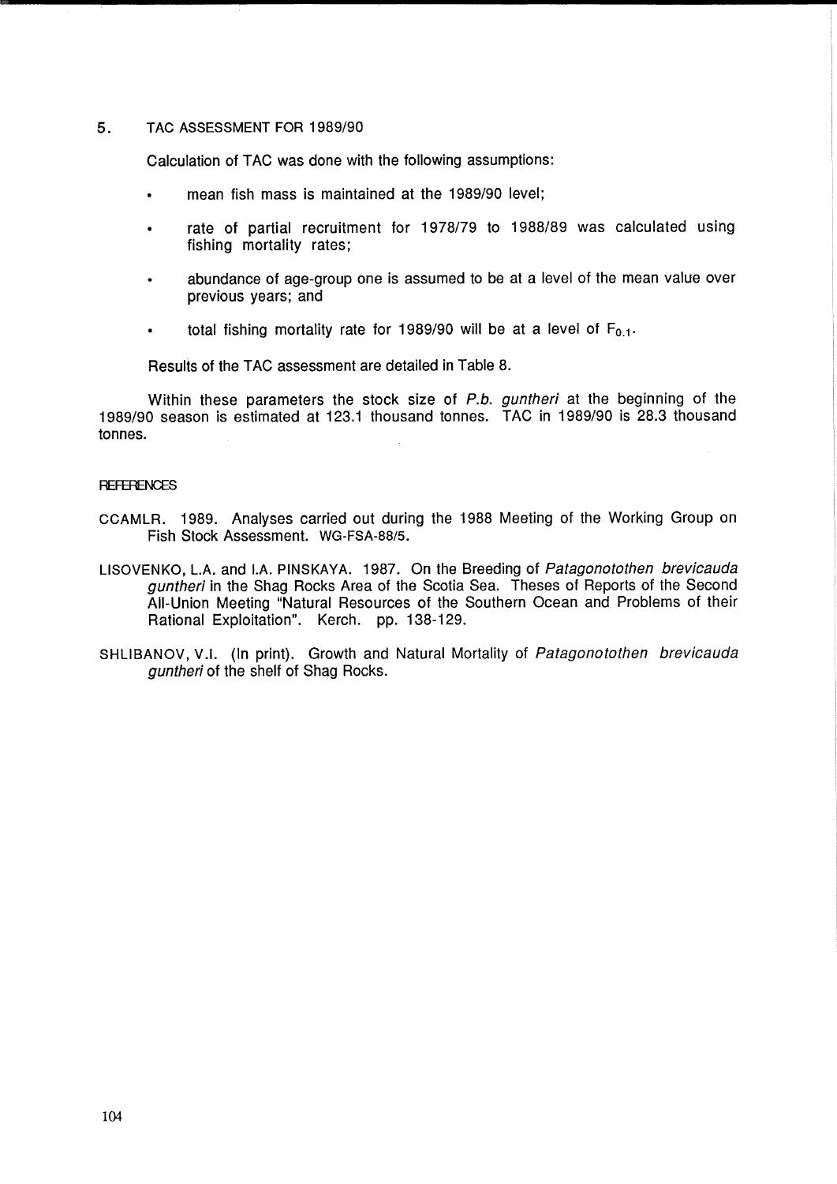## 5. TAC ASSESSMENT FOR 1989/90

Calculation of TAC was done with the following assumptions:

- mean fish mass is maintained at the 1989/90 level;
- rate of partial recruitment for 1978/79 to 1988/89 was calculated using fishing mortality rates;
- abundance of age-group one is assumed to be at a level of the mean value over previous years; and
- total fishing mortality rate for 1989/90 will be at a level of $F_{0.1}$.

Results of the TAC assessment are detailed in Table 8.

Within these parameters the stock size of *P.b. guntheri* at the beginning of the 1989/90 season is estimated at 123.1 thousand tonnes. TAC in 1989/90 is 28.3 thousand tonnes.

## REFERENCES

CCAMLR. 1989. Analyses carried out during the 1988 Meeting of the Working Group on Fish Stock Assessment. WG-FSA-88/5.

LISOVENKO, L.A. and I.A. PINSKAYA. 1987. On the Breeding of *Patagonotothen brevicauda guntheri* in the Shag Rocks Area of the Scotia Sea. Theses of Reports of the Second All-Union Meeting "Natural Resources of the Southern Ocean and Problems of their Rational Exploitation". Kerch. pp. 138-129.

SHLIBANOV, V.I. (In print). Growth and Natural Mortality of *Patagonotothen brevicauda guntheri* of the shelf of Shag Rocks.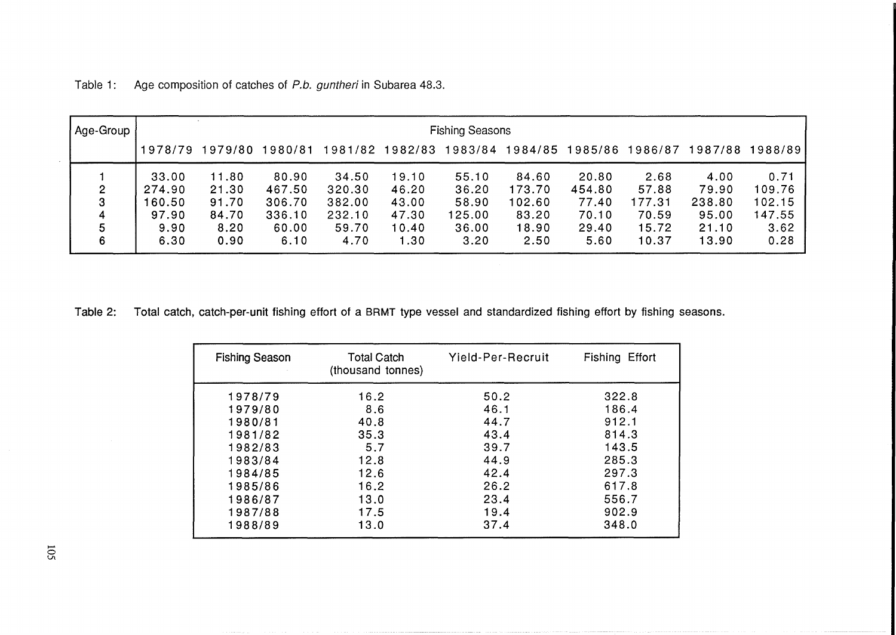Table 1: Age composition of catches of *P.b. guntheri* in Subarea 48.3.

| Age-Group | Fishing Seasons | | | | | | | | | | |
|---|---|---|---|---|---|---|---|---|---|---|---|
| | 1978/79 | 1979/80 | 1980/81 | 1981/82 | 1982/83 | 1983/84 | 1984/85 | 1985/86 | 1986/87 | 1987/88 | 1988/89 |
| 1 | 33.00 | 11.80 | 80.90 | 34.50 | 19.10 | 55.10 | 84.60 | 20.80 | 2.68 | 4.00 | 0.71 |
| 2 | 274.90 | 21.30 | 467.50 | 320.30 | 46.20 | 36.20 | 173.70 | 454.80 | 57.88 | 79.90 | 109.76 |
| 3 | 160.50 | 91.70 | 306.70 | 382.00 | 43.00 | 58.90 | 102.60 | 77.40 | 177.31 | 238.80 | 102.15 |
| 4 | 97.90 | 84.70 | 336.10 | 232.10 | 47.30 | 125.00 | 83.20 | 70.10 | 70.59 | 95.00 | 147.55 |
| 5 | 9.90 | 8.20 | 60.00 | 59.70 | 10.40 | 36.00 | 18.90 | 29.40 | 15.72 | 21.10 | 3.62 |
| 6 | 6.30 | 0.90 | 6.10 | 4.70 | 1.30 | 3.20 | 2.50 | 5.60 | 10.37 | 13.90 | 0.28 |

Table 2: Total catch, catch-per-unit fishing effort of a BRMT type vessel and standardized fishing effort by fishing seasons.

| Fishing Season | Total Catch (thousand tonnes) | Yield-Per-Recruit | Fishing Effort |
|---|---|---|---|
| 1978/79 | 16.2 | 50.2 | 322.8 |
| 1979/80 | 8.6 | 46.1 | 186.4 |
| 1980/81 | 40.8 | 44.7 | 912.1 |
| 1981/82 | 35.3 | 43.4 | 814.3 |
| 1982/83 | 5.7 | 39.7 | 143.5 |
| 1983/84 | 12.8 | 44.9 | 285.3 |
| 1984/85 | 12.6 | 42.4 | 297.3 |
| 1985/86 | 16.2 | 26.2 | 617.8 |
| 1986/87 | 13.0 | 23.4 | 556.7 |
| 1987/88 | 17.5 | 19.4 | 902.9 |
| 1988/89 | 13.0 | 37.4 | 348.0 |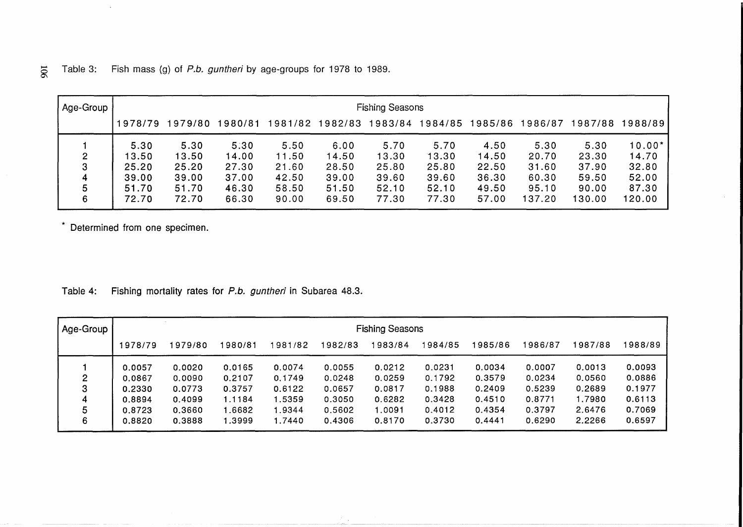Table 3: Fish mass (g) of *P.b. guntheri* by age-groups for 1978 to 1989.

| Age-Group | Fishing Seasons | | | | | | | | | | |
|---|---|---|---|---|---|---|---|---|---|---|---|
| | 1978/79 | 1979/80 | 1980/81 | 1981/82 | 1982/83 | 1983/84 | 1984/85 | 1985/86 | 1986/87 | 1987/88 | 1988/89 |
| 1 | 5.30 | 5.30 | 5.30 | 5.50 | 6.00 | 5.70 | 5.70 | 4.50 | 5.30 | 5.30 | 10.00* |
| 2 | 13.50 | 13.50 | 14.00 | 11.50 | 14.50 | 13.30 | 13.30 | 14.50 | 20.70 | 23.30 | 14.70 |
| 3 | 25.20 | 25.20 | 27.30 | 21.60 | 28.50 | 25.80 | 25.80 | 22.50 | 31.60 | 37.90 | 32.80 |
| 4 | 39.00 | 39.00 | 37.00 | 42.50 | 39.00 | 39.60 | 39.60 | 36.30 | 60.30 | 59.50 | 52.00 |
| 5 | 51.70 | 51.70 | 46.30 | 58.50 | 51.50 | 52.10 | 52.10 | 49.50 | 95.10 | 90.00 | 87.30 |
| 6 | 72.70 | 72.70 | 66.30 | 90.00 | 69.50 | 77.30 | 77.30 | 57.00 | 137.20 | 130.00 | 120.00 |

\* Determined from one specimen.

Table 4: Fishing mortality rates for *P.b. guntheri* in Subarea 48.3.

| Age-Group | Fishing Seasons | | | | | | | | | | |
|---|---|---|---|---|---|---|---|---|---|---|---|
| | 1978/79 | 1979/80 | 1980/81 | 1981/82 | 1982/83 | 1983/84 | 1984/85 | 1985/86 | 1986/87 | 1987/88 | 1988/89 |
| 1 | 0.0057 | 0.0020 | 0.0165 | 0.0074 | 0.0055 | 0.0212 | 0.0231 | 0.0034 | 0.0007 | 0.0013 | 0.0093 |
| 2 | 0.0867 | 0.0090 | 0.2107 | 0.1749 | 0.0248 | 0.0259 | 0.1792 | 0.3579 | 0.0234 | 0.0560 | 0.0886 |
| 3 | 0.2330 | 0.0773 | 0.3757 | 0.6122 | 0.0657 | 0.0817 | 0.1988 | 0.2409 | 0.5239 | 0.2689 | 0.1977 |
| 4 | 0.8894 | 0.4099 | 1.1184 | 1.5359 | 0.3050 | 0.6282 | 0.3428 | 0.4510 | 0.8771 | 1.7980 | 0.6113 |
| 5 | 0.8723 | 0.3660 | 1.6682 | 1.9344 | 0.5602 | 1.0091 | 0.4012 | 0.4354 | 0.3797 | 2.6476 | 0.7069 |
| 6 | 0.8820 | 0.3888 | 1.3999 | 1.7440 | 0.4306 | 0.8170 | 0.3730 | 0.4441 | 0.6290 | 2.2266 | 0.6597 |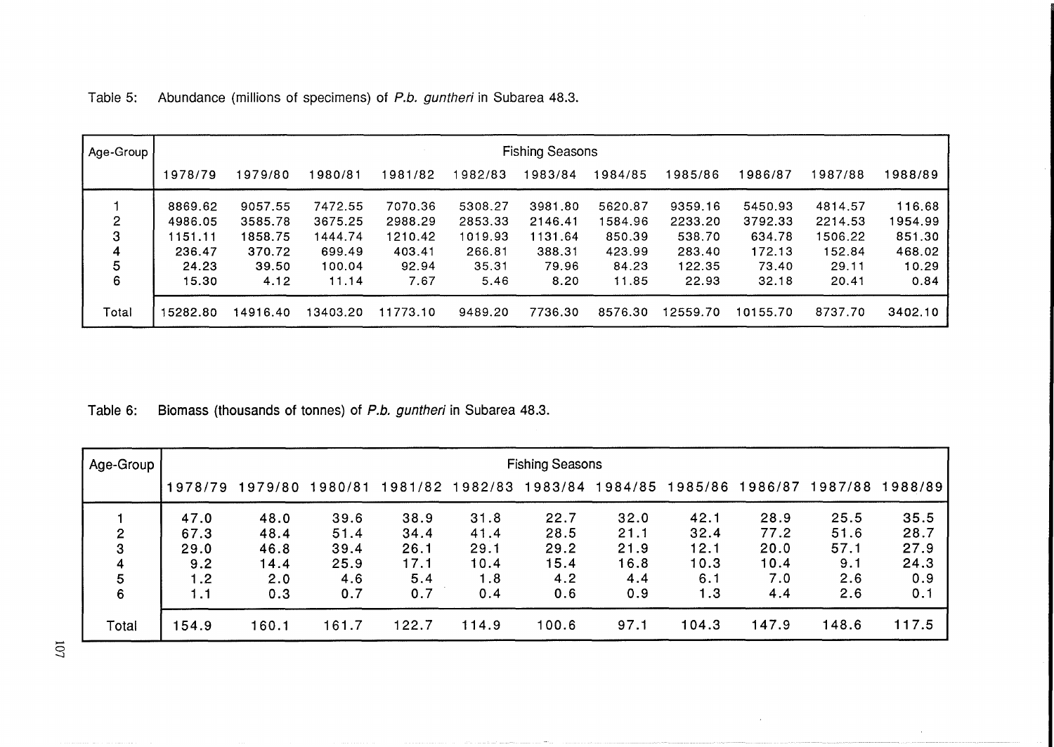Table 5: Abundance (millions of specimens) of *P.b. guntheri* in Subarea 48.3.

| Age-Group | Fishing Seasons | | | | | | | | | | |
|---|---|---|---|---|---|---|---|---|---|---|---|
| | 1978/79 | 1979/80 | 1980/81 | 1981/82 | 1982/83 | 1983/84 | 1984/85 | 1985/86 | 1986/87 | 1987/88 | 1988/89 |
| 1 | 8869.62 | 9057.55 | 7472.55 | 7070.36 | 5308.27 | 3981.80 | 5620.87 | 9359.16 | 5450.93 | 4814.57 | 116.68 |
| 2 | 4986.05 | 3585.78 | 3675.25 | 2988.29 | 2853.33 | 2146.41 | 1584.96 | 2233.20 | 3792.33 | 2214.53 | 1954.99 |
| 3 | 1151.11 | 1858.75 | 1444.74 | 1210.42 | 1019.93 | 1131.64 | 850.39 | 538.70 | 634.78 | 1506.22 | 851.30 |
| 4 | 236.47 | 370.72 | 699.49 | 403.41 | 266.81 | 388.31 | 423.99 | 283.40 | 172.13 | 152.84 | 468.02 |
| 5 | 24.23 | 39.50 | 100.04 | 92.94 | 35.31 | 79.96 | 84.23 | 122.35 | 73.40 | 29.11 | 10.29 |
| 6 | 15.30 | 4.12 | 11.14 | 7.67 | 5.46 | 8.20 | 11.85 | 22.93 | 32.18 | 20.41 | 0.84 |
| Total | 15282.80 | 14916.40 | 13403.20 | 11773.10 | 9489.20 | 7736.30 | 8576.30 | 12559.70 | 10155.70 | 8737.70 | 3402.10 |

Table 6: Biomass (thousands of tonnes) of *P.b. guntheri* in Subarea 48.3.

| Age-Group | Fishing Seasons | | | | | | | | | | |
|---|---|---|---|---|---|---|---|---|---|---|---|
| | 1978/79 | 1979/80 | 1980/81 | 1981/82 | 1982/83 | 1983/84 | 1984/85 | 1985/86 | 1986/87 | 1987/88 | 1988/89 |
| 1 | 47.0 | 48.0 | 39.6 | 38.9 | 31.8 | 22.7 | 32.0 | 42.1 | 28.9 | 25.5 | 35.5 |
| 2 | 67.3 | 48.4 | 51.4 | 34.4 | 41.4 | 28.5 | 21.1 | 32.4 | 77.2 | 51.6 | 28.7 |
| 3 | 29.0 | 46.8 | 39.4 | 26.1 | 29.1 | 29.2 | 21.9 | 12.1 | 20.0 | 57.1 | 27.9 |
| 4 | 9.2 | 14.4 | 25.9 | 17.1 | 10.4 | 15.4 | 16.8 | 10.3 | 10.4 | 9.1 | 24.3 |
| 5 | 1.2 | 2.0 | 4.6 | 5.4 | 1.8 | 4.2 | 4.4 | 6.1 | 7.0 | 2.6 | 0.9 |
| 6 | 1.1 | 0.3 | 0.7 | 0.7 | 0.4 | 0.6 | 0.9 | 1.3 | 4.4 | 2.6 | 0.1 |
| Total | 154.9 | 160.1 | 161.7 | 122.7 | 114.9 | 100.6 | 97.1 | 104.3 | 147.9 | 148.6 | 117.5 |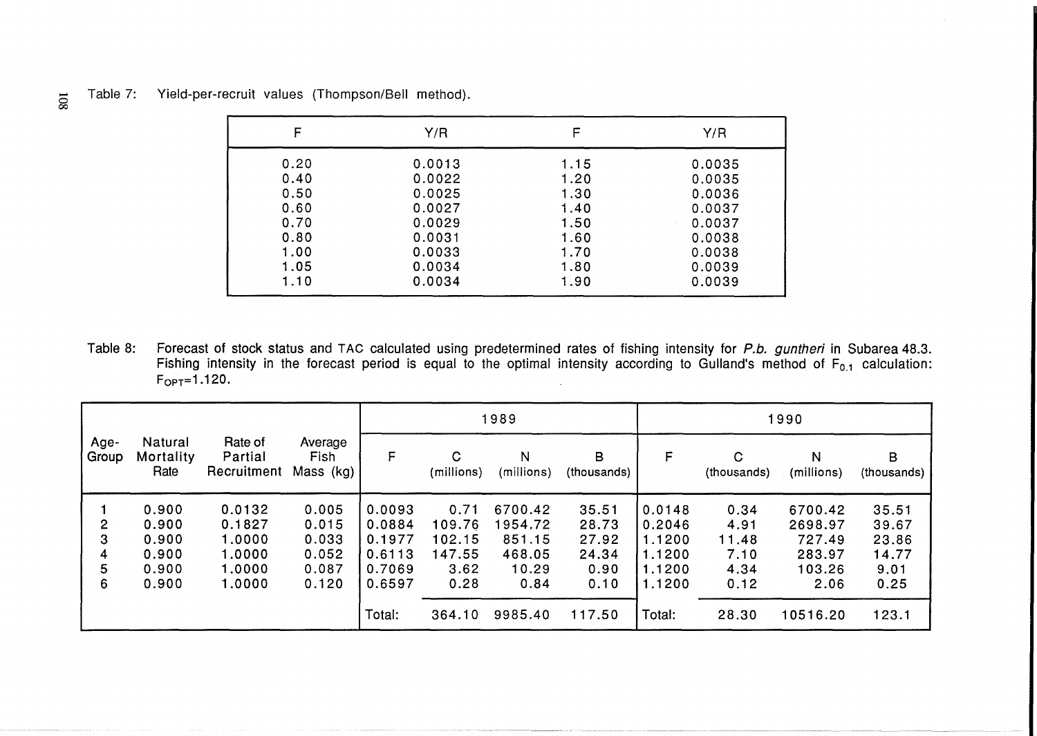Table 7: Yield-per-recruit values (Thompson/Bell method).

| F | Y/R | F | Y/R |
|---|---|---|---|
| 0.20 | 0.0013 | 1.15 | 0.0035 |
| 0.40 | 0.0022 | 1.20 | 0.0035 |
| 0.50 | 0.0025 | 1.30 | 0.0036 |
| 0.60 | 0.0027 | 1.40 | 0.0037 |
| 0.70 | 0.0029 | 1.50 | 0.0037 |
| 0.80 | 0.0031 | 1.60 | 0.0038 |
| 1.00 | 0.0033 | 1.70 | 0.0038 |
| 1.05 | 0.0034 | 1.80 | 0.0039 |
| 1.10 | 0.0034 | 1.90 | 0.0039 |

Table 8: Forecast of stock status and TAC calculated using predetermined rates of fishing intensity for *P.b. guntheri* in Subarea 48.3. Fishing intensity in the forecast period is equal to the optimal intensity according to Gulland's method of $F_{0.1}$ calculation: $F_{OPT}$=1.120.

| Age-Group | Natural Mortality Rate | Rate of Partial Recruitment | Average Fish Mass (kg) | 1989 | | | | 1990 | | | |
|---|---|---|---|---|---|---|---|---|---|---|---|
| | | | | F | C (millions) | N (millions) | B (thousands) | F | C (thousands) | N (millions) | B (thousands) |
| 1 | 0.900 | 0.0132 | 0.005 | 0.0093 | 0.71 | 6700.42 | 35.51 | 0.0148 | 0.34 | 6700.42 | 35.51 |
| 2 | 0.900 | 0.1827 | 0.015 | 0.0884 | 109.76 | 1954.72 | 28.73 | 0.2046 | 4.91 | 2698.97 | 39.67 |
| 3 | 0.900 | 1.0000 | 0.033 | 0.1977 | 102.15 | 851.15 | 27.92 | 1.1200 | 11.48 | 727.49 | 23.86 |
| 4 | 0.900 | 1.0000 | 0.052 | 0.6113 | 147.55 | 468.05 | 24.34 | 1.1200 | 7.10 | 283.97 | 14.77 |
| 5 | 0.900 | 1.0000 | 0.087 | 0.7069 | 3.62 | 10.29 | 0.90 | 1.1200 | 4.34 | 103.26 | 9.01 |
| 6 | 0.900 | 1.0000 | 0.120 | 0.6597 | 0.28 | 0.84 | 0.10 | 1.1200 | 0.12 | 2.06 | 0.25 |
| | | | | Total: | 364.10 | 9985.40 | 117.50 | Total: | 28.30 | 10516.20 | 123.1 |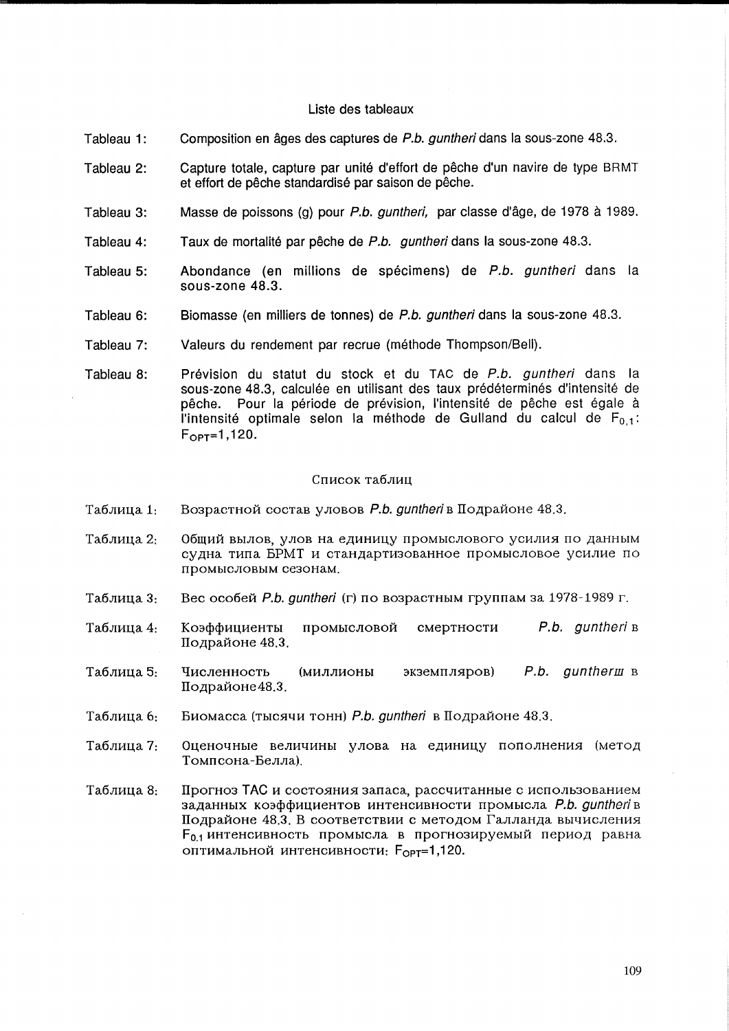## Liste des tableaux

Tableau 1: Composition en âges des captures de *P.b. guntheri* dans la sous-zone 48.3.

Tableau 2: Capture totale, capture par unité d'effort de pêche d'un navire de type BRMT et effort de pêche standardisé par saison de pêche.

Tableau 3: Masse de poissons (g) pour *P.b. guntheri*, par classe d'âge, de 1978 à 1989.

Tableau 4: Taux de mortalité par pêche de *P.b. guntheri* dans la sous-zone 48.3.

Tableau 5: Abondance (en millions de spécimens) de *P.b. guntheri* dans la sous-zone 48.3.

Tableau 6: Biomasse (en milliers de tonnes) de *P.b. guntheri* dans la sous-zone 48.3.

Tableau 7: Valeurs du rendement par recrue (méthode Thompson/Bell).

Tableau 8: Prévision du statut du stock et du TAC de *P.b. guntheri* dans la sous-zone 48.3, calculée en utilisant des taux prédéterminés d'intensité de pêche. Pour la période de prévision, l'intensité de pêche est égale à l'intensité optimale selon la méthode de Gulland du calcul de $F_{0,1}$: $F_{OPT}$=1,120.

## Список таблиц

Таблица 1: Возрастной состав уловов *P.b. guntheri* в Подрайоне 48.3.

Таблица 2: Общий вылов, улов на единицу промыслового усилия по данным судна типа БРМТ и стандартизованное промысловое усилие по промысловым сезонам.

Таблица 3: Вес особей *P.b. guntheri* (г) по возрастным группам за 1978-1989 г.

Таблица 4: Коэффициенты промысловой смертности *P.b. guntheri* в Подрайоне 48.3.

Таблица 5: Численность (миллионы экземпляров) *P.b. guntherш* в Подрайоне48.3.

Таблица 6: Биомасса (тысячи тонн) *P.b. guntheri* в Подрайоне 48.3.

Таблица 7: Оценочные величины улова на единицу пополнения (метод Томпсона-Белла).

Таблица 8: Прогноз ТАС и состояния запаса, рассчитанные с использованием заданных коэффициентов интенсивности промысла *P.b. guntheri* в Подрайоне 48.3. В соответствии с методом Галланда вычисления $F_{0.1}$ интенсивность промысла в прогнозируемый период равна оптимальной интенсивности: $F_{OPT}$=1,120.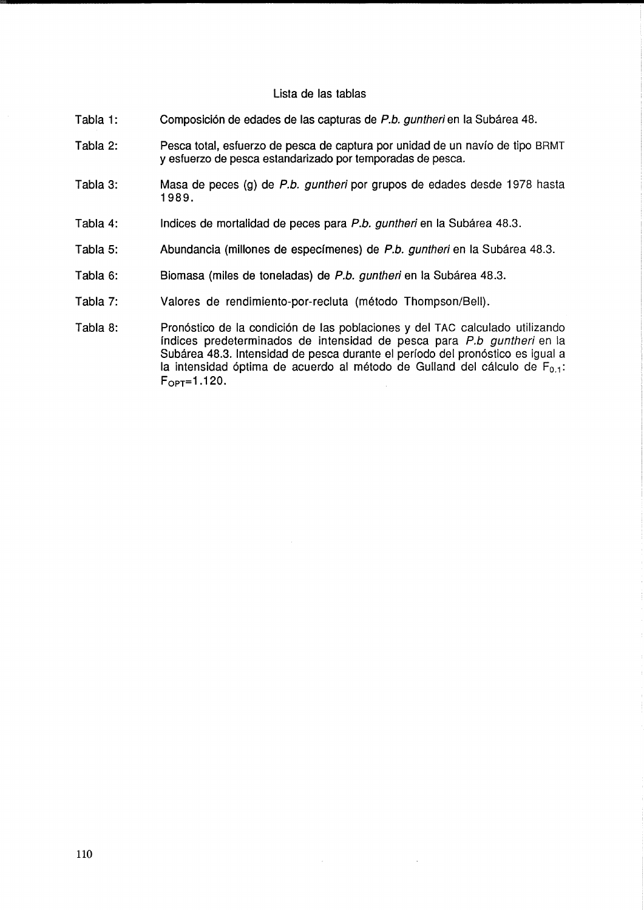## Lista de las tablas

Tabla 1: Composición de edades de las capturas de *P.b. guntheri* en la Subárea 48.

Tabla 2: Pesca total, esfuerzo de pesca de captura por unidad de un navío de tipo BRMT y esfuerzo de pesca estandarizado por temporadas de pesca.

Tabla 3: Masa de peces (g) de *P.b. guntheri* por grupos de edades desde 1978 hasta 1989.

Tabla 4: Indices de mortalidad de peces para *P.b. guntheri* en la Subárea 48.3.

Tabla 5: Abundancia (millones de especímenes) de *P.b. guntheri* en la Subárea 48.3.

Tabla 6: Biomasa (miles de toneladas) de *P.b. guntheri* en la Subárea 48.3.

Tabla 7: Valores de rendimiento-por-recluta (método Thompson/Bell).

Tabla 8: Pronóstico de la condición de las poblaciones y del TAC calculado utilizando índices predeterminados de intensidad de pesca para *P.b guntheri* en la Subárea 48.3. Intensidad de pesca durante el período del pronóstico es igual a la intensidad óptima de acuerdo al método de Gulland del cálculo de $F_{0.1}$: $F_{OPT}$=1.120.